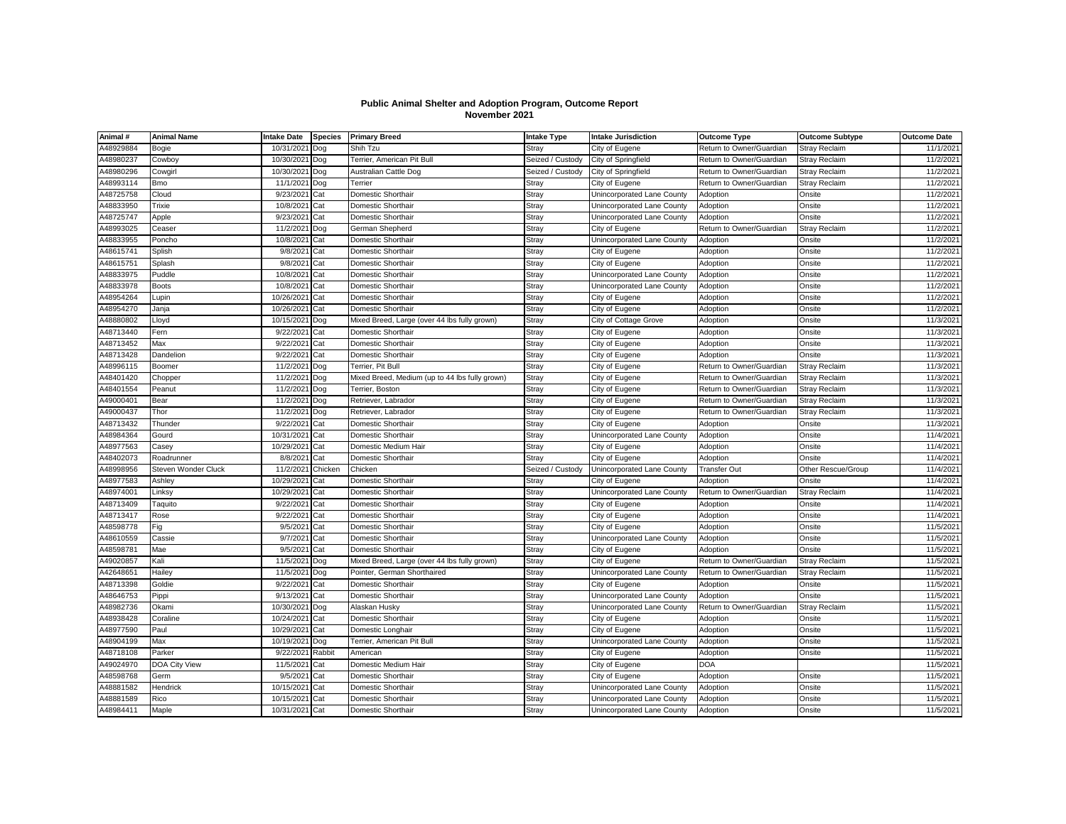**Public Animal Shelter and Adoption Program, Outcome Report**
**November 2021**

| Animal # | Animal Name | Intake Date | Species | Primary Breed | Intake Type | Intake Jurisdiction | Outcome Type | Outcome Subtype | Outcome Date |
|---|---|---|---|---|---|---|---|---|---|
| A48929884 | Bogie | 10/31/2021 | Dog | Shih Tzu | Stray | City of Eugene | Return to Owner/Guardian | Stray Reclaim | 11/1/2021 |
| A48980237 | Cowboy | 10/30/2021 | Dog | Terrier, American Pit Bull | Seized / Custody | City of Springfield | Return to Owner/Guardian | Stray Reclaim | 11/2/2021 |
| A48980296 | Cowgirl | 10/30/2021 | Dog | Australian Cattle Dog | Seized / Custody | City of Springfield | Return to Owner/Guardian | Stray Reclaim | 11/2/2021 |
| A48993114 | Bmo | 11/1/2021 | Dog | Terrier | Stray | City of Eugene | Return to Owner/Guardian | Stray Reclaim | 11/2/2021 |
| A48725758 | Cloud | 9/23/2021 | Cat | Domestic Shorthair | Stray | Unincorporated Lane County | Adoption | Onsite | 11/2/2021 |
| A48833950 | Trixie | 10/8/2021 | Cat | Domestic Shorthair | Stray | Unincorporated Lane County | Adoption | Onsite | 11/2/2021 |
| A48725747 | Apple | 9/23/2021 | Cat | Domestic Shorthair | Stray | Unincorporated Lane County | Adoption | Onsite | 11/2/2021 |
| A48993025 | Ceaser | 11/2/2021 | Dog | German Shepherd | Stray | City of Eugene | Return to Owner/Guardian | Stray Reclaim | 11/2/2021 |
| A48833955 | Poncho | 10/8/2021 | Cat | Domestic Shorthair | Stray | Unincorporated Lane County | Adoption | Onsite | 11/2/2021 |
| A48615741 | Splish | 9/8/2021 | Cat | Domestic Shorthair | Stray | City of Eugene | Adoption | Onsite | 11/2/2021 |
| A48615751 | Splash | 9/8/2021 | Cat | Domestic Shorthair | Stray | City of Eugene | Adoption | Onsite | 11/2/2021 |
| A48833975 | Puddle | 10/8/2021 | Cat | Domestic Shorthair | Stray | Unincorporated Lane County | Adoption | Onsite | 11/2/2021 |
| A48833978 | Boots | 10/8/2021 | Cat | Domestic Shorthair | Stray | Unincorporated Lane County | Adoption | Onsite | 11/2/2021 |
| A48954264 | Lupin | 10/26/2021 | Cat | Domestic Shorthair | Stray | City of Eugene | Adoption | Onsite | 11/2/2021 |
| A48954270 | Janja | 10/26/2021 | Cat | Domestic Shorthair | Stray | City of Eugene | Adoption | Onsite | 11/2/2021 |
| A48880802 | Lloyd | 10/15/2021 | Dog | Mixed Breed, Large (over 44 lbs fully grown) | Stray | City of Cottage Grove | Adoption | Onsite | 11/3/2021 |
| A48713440 | Fern | 9/22/2021 | Cat | Domestic Shorthair | Stray | City of Eugene | Adoption | Onsite | 11/3/2021 |
| A48713452 | Max | 9/22/2021 | Cat | Domestic Shorthair | Stray | City of Eugene | Adoption | Onsite | 11/3/2021 |
| A48713428 | Dandelion | 9/22/2021 | Cat | Domestic Shorthair | Stray | City of Eugene | Adoption | Onsite | 11/3/2021 |
| A48996115 | Boomer | 11/2/2021 | Dog | Terrier, Pit Bull | Stray | City of Eugene | Return to Owner/Guardian | Stray Reclaim | 11/3/2021 |
| A48401420 | Chopper | 11/2/2021 | Dog | Mixed Breed, Medium (up to 44 lbs fully grown) | Stray | City of Eugene | Return to Owner/Guardian | Stray Reclaim | 11/3/2021 |
| A48401554 | Peanut | 11/2/2021 | Dog | Terrier, Boston | Stray | City of Eugene | Return to Owner/Guardian | Stray Reclaim | 11/3/2021 |
| A49000401 | Bear | 11/2/2021 | Dog | Retriever, Labrador | Stray | City of Eugene | Return to Owner/Guardian | Stray Reclaim | 11/3/2021 |
| A49000437 | Thor | 11/2/2021 | Dog | Retriever, Labrador | Stray | City of Eugene | Return to Owner/Guardian | Stray Reclaim | 11/3/2021 |
| A48713432 | Thunder | 9/22/2021 | Cat | Domestic Shorthair | Stray | City of Eugene | Adoption | Onsite | 11/3/2021 |
| A48984364 | Gourd | 10/31/2021 | Cat | Domestic Shorthair | Stray | Unincorporated Lane County | Adoption | Onsite | 11/4/2021 |
| A48977563 | Casey | 10/29/2021 | Cat | Domestic Medium Hair | Stray | City of Eugene | Adoption | Onsite | 11/4/2021 |
| A48402073 | Roadrunner | 8/8/2021 | Cat | Domestic Shorthair | Stray | City of Eugene | Adoption | Onsite | 11/4/2021 |
| A48998956 | Steven Wonder Cluck | 11/2/2021 | Chicken | Chicken | Seized / Custody | Unincorporated Lane County | Transfer Out | Other Rescue/Group | 11/4/2021 |
| A48977583 | Ashley | 10/29/2021 | Cat | Domestic Shorthair | Stray | City of Eugene | Adoption | Onsite | 11/4/2021 |
| A48974001 | Linksy | 10/29/2021 | Cat | Domestic Shorthair | Stray | Unincorporated Lane County | Return to Owner/Guardian | Stray Reclaim | 11/4/2021 |
| A48713409 | Taquito | 9/22/2021 | Cat | Domestic Shorthair | Stray | City of Eugene | Adoption | Onsite | 11/4/2021 |
| A48713417 | Rose | 9/22/2021 | Cat | Domestic Shorthair | Stray | City of Eugene | Adoption | Onsite | 11/4/2021 |
| A48598778 | Fig | 9/5/2021 | Cat | Domestic Shorthair | Stray | City of Eugene | Adoption | Onsite | 11/5/2021 |
| A48610559 | Cassie | 9/7/2021 | Cat | Domestic Shorthair | Stray | Unincorporated Lane County | Adoption | Onsite | 11/5/2021 |
| A48598781 | Mae | 9/5/2021 | Cat | Domestic Shorthair | Stray | City of Eugene | Adoption | Onsite | 11/5/2021 |
| A49020857 | Kali | 11/5/2021 | Dog | Mixed Breed, Large (over 44 lbs fully grown) | Stray | City of Eugene | Return to Owner/Guardian | Stray Reclaim | 11/5/2021 |
| A42648651 | Hailey | 11/5/2021 | Dog | Pointer, German Shorthaired | Stray | Unincorporated Lane County | Return to Owner/Guardian | Stray Reclaim | 11/5/2021 |
| A48713398 | Goldie | 9/22/2021 | Cat | Domestic Shorthair | Stray | City of Eugene | Adoption | Onsite | 11/5/2021 |
| A48646753 | Pippi | 9/13/2021 | Cat | Domestic Shorthair | Stray | Unincorporated Lane County | Adoption | Onsite | 11/5/2021 |
| A48982736 | Okami | 10/30/2021 | Dog | Alaskan Husky | Stray | Unincorporated Lane County | Return to Owner/Guardian | Stray Reclaim | 11/5/2021 |
| A48938428 | Coraline | 10/24/2021 | Cat | Domestic Shorthair | Stray | City of Eugene | Adoption | Onsite | 11/5/2021 |
| A48977590 | Paul | 10/29/2021 | Cat | Domestic Longhair | Stray | City of Eugene | Adoption | Onsite | 11/5/2021 |
| A48904199 | Max | 10/19/2021 | Dog | Terrier, American Pit Bull | Stray | Unincorporated Lane County | Adoption | Onsite | 11/5/2021 |
| A48718108 | Parker | 9/22/2021 | Rabbit | American | Stray | City of Eugene | Adoption | Onsite | 11/5/2021 |
| A49024970 | DOA City View | 11/5/2021 | Cat | Domestic Medium Hair | Stray | City of Eugene | DOA | | 11/5/2021 |
| A48598768 | Germ | 9/5/2021 | Cat | Domestic Shorthair | Stray | City of Eugene | Adoption | Onsite | 11/5/2021 |
| A48881582 | Hendrick | 10/15/2021 | Cat | Domestic Shorthair | Stray | Unincorporated Lane County | Adoption | Onsite | 11/5/2021 |
| A48881589 | Rico | 10/15/2021 | Cat | Domestic Shorthair | Stray | Unincorporated Lane County | Adoption | Onsite | 11/5/2021 |
| A48984411 | Maple | 10/31/2021 | Cat | Domestic Shorthair | Stray | Unincorporated Lane County | Adoption | Onsite | 11/5/2021 |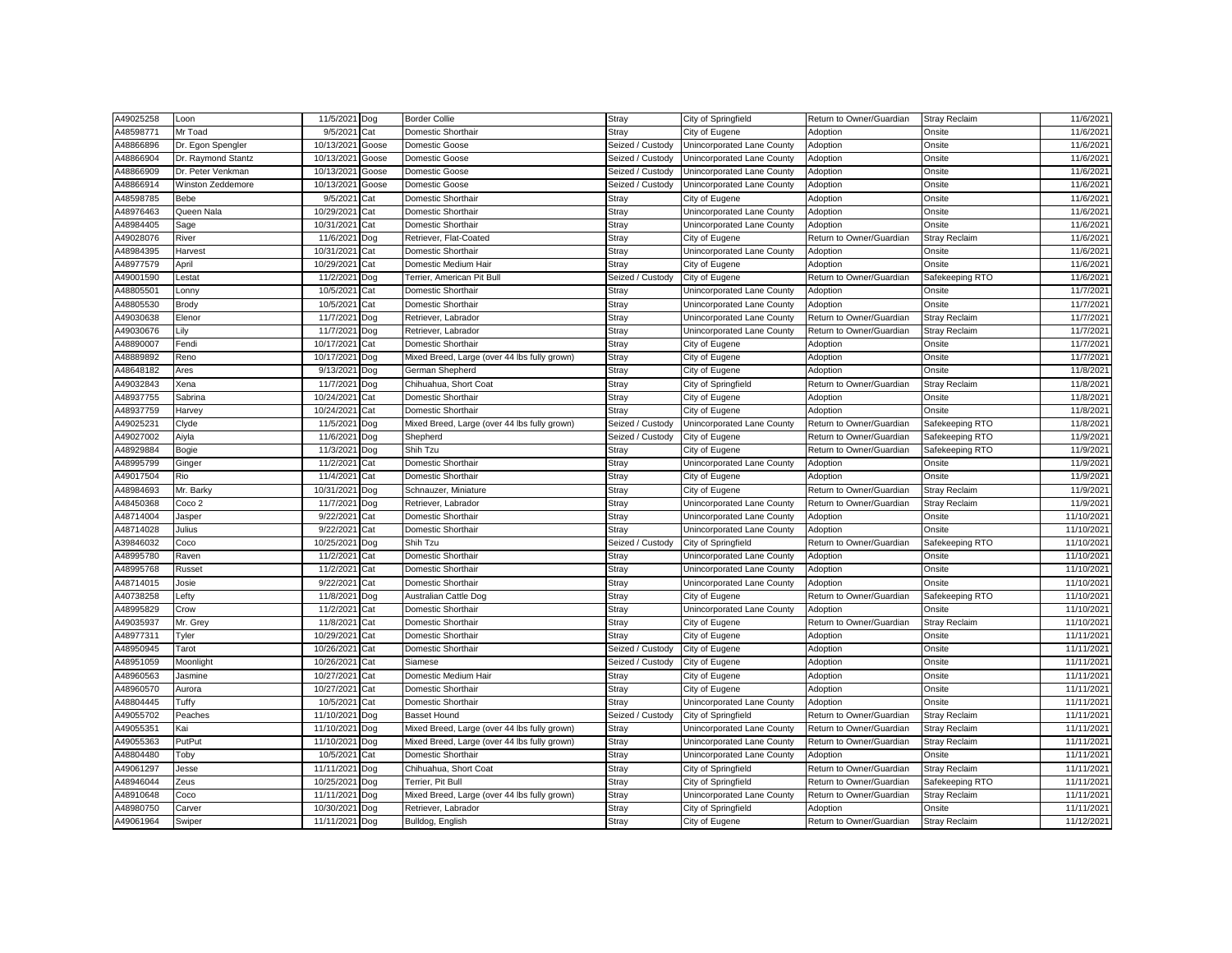| | | | | | | | | | |
|---|---|---|---|---|---|---|---|---|---|
| A49025258 | Loon | 11/5/2021 | Dog | Border Collie | Stray | City of Springfield | Return to Owner/Guardian | Stray Reclaim | 11/6/2021 |
| A48598771 | Mr Toad | 9/5/2021 | Cat | Domestic Shorthair | Stray | City of Eugene | Adoption | Onsite | 11/6/2021 |
| A48866896 | Dr. Egon Spengler | 10/13/2021 | Goose | Domestic Goose | Seized / Custody | Unincorporated Lane County | Adoption | Onsite | 11/6/2021 |
| A48866904 | Dr. Raymond Stantz | 10/13/2021 | Goose | Domestic Goose | Seized / Custody | Unincorporated Lane County | Adoption | Onsite | 11/6/2021 |
| A48866909 | Dr. Peter Venkman | 10/13/2021 | Goose | Domestic Goose | Seized / Custody | Unincorporated Lane County | Adoption | Onsite | 11/6/2021 |
| A48866914 | Winston Zeddemore | 10/13/2021 | Goose | Domestic Goose | Seized / Custody | Unincorporated Lane County | Adoption | Onsite | 11/6/2021 |
| A48598785 | Bebe | 9/5/2021 | Cat | Domestic Shorthair | Stray | City of Eugene | Adoption | Onsite | 11/6/2021 |
| A48976463 | Queen Nala | 10/29/2021 | Cat | Domestic Shorthair | Stray | Unincorporated Lane County | Adoption | Onsite | 11/6/2021 |
| A48984405 | Sage | 10/31/2021 | Cat | Domestic Shorthair | Stray | Unincorporated Lane County | Adoption | Onsite | 11/6/2021 |
| A49028076 | River | 11/6/2021 | Dog | Retriever, Flat-Coated | Stray | City of Eugene | Return to Owner/Guardian | Stray Reclaim | 11/6/2021 |
| A48984395 | Harvest | 10/31/2021 | Cat | Domestic Shorthair | Stray | Unincorporated Lane County | Adoption | Onsite | 11/6/2021 |
| A48977579 | April | 10/29/2021 | Cat | Domestic Medium Hair | Stray | City of Eugene | Adoption | Onsite | 11/6/2021 |
| A49001590 | Lestat | 11/2/2021 | Dog | Terrier, American Pit Bull | Seized / Custody | City of Eugene | Return to Owner/Guardian | Safekeeping RTO | 11/6/2021 |
| A48805501 | Lonny | 10/5/2021 | Cat | Domestic Shorthair | Stray | Unincorporated Lane County | Adoption | Onsite | 11/7/2021 |
| A48805530 | Brody | 10/5/2021 | Cat | Domestic Shorthair | Stray | Unincorporated Lane County | Adoption | Onsite | 11/7/2021 |
| A49030638 | Elenor | 11/7/2021 | Dog | Retriever, Labrador | Stray | Unincorporated Lane County | Return to Owner/Guardian | Stray Reclaim | 11/7/2021 |
| A49030676 | Lily | 11/7/2021 | Dog | Retriever, Labrador | Stray | Unincorporated Lane County | Return to Owner/Guardian | Stray Reclaim | 11/7/2021 |
| A48890007 | Fendi | 10/17/2021 | Cat | Domestic Shorthair | Stray | City of Eugene | Adoption | Onsite | 11/7/2021 |
| A48889892 | Reno | 10/17/2021 | Dog | Mixed Breed, Large (over 44 lbs fully grown) | Stray | City of Eugene | Adoption | Onsite | 11/7/2021 |
| A48648182 | Ares | 9/13/2021 | Dog | German Shepherd | Stray | City of Eugene | Adoption | Onsite | 11/8/2021 |
| A49032843 | Xena | 11/7/2021 | Dog | Chihuahua, Short Coat | Stray | City of Springfield | Return to Owner/Guardian | Stray Reclaim | 11/8/2021 |
| A48937755 | Sabrina | 10/24/2021 | Cat | Domestic Shorthair | Stray | City of Eugene | Adoption | Onsite | 11/8/2021 |
| A48937759 | Harvey | 10/24/2021 | Cat | Domestic Shorthair | Stray | City of Eugene | Adoption | Onsite | 11/8/2021 |
| A49025231 | Clyde | 11/5/2021 | Dog | Mixed Breed, Large (over 44 lbs fully grown) | Seized / Custody | Unincorporated Lane County | Return to Owner/Guardian | Safekeeping RTO | 11/8/2021 |
| A49027002 | Aiyla | 11/6/2021 | Dog | Shepherd | Seized / Custody | City of Eugene | Return to Owner/Guardian | Safekeeping RTO | 11/9/2021 |
| A48929884 | Bogie | 11/3/2021 | Dog | Shih Tzu | Stray | City of Eugene | Return to Owner/Guardian | Safekeeping RTO | 11/9/2021 |
| A48995799 | Ginger | 11/2/2021 | Cat | Domestic Shorthair | Stray | Unincorporated Lane County | Adoption | Onsite | 11/9/2021 |
| A49017504 | Rio | 11/4/2021 | Cat | Domestic Shorthair | Stray | City of Eugene | Adoption | Onsite | 11/9/2021 |
| A48984693 | Mr. Barky | 10/31/2021 | Dog | Schnauzer, Miniature | Stray | City of Eugene | Return to Owner/Guardian | Stray Reclaim | 11/9/2021 |
| A48450368 | Coco 2 | 11/7/2021 | Dog | Retriever, Labrador | Stray | Unincorporated Lane County | Return to Owner/Guardian | Stray Reclaim | 11/9/2021 |
| A48714004 | Jasper | 9/22/2021 | Cat | Domestic Shorthair | Stray | Unincorporated Lane County | Adoption | Onsite | 11/10/2021 |
| A48714028 | Julius | 9/22/2021 | Cat | Domestic Shorthair | Stray | Unincorporated Lane County | Adoption | Onsite | 11/10/2021 |
| A39846032 | Coco | 10/25/2021 | Dog | Shih Tzu | Seized / Custody | City of Springfield | Return to Owner/Guardian | Safekeeping RTO | 11/10/2021 |
| A48995780 | Raven | 11/2/2021 | Cat | Domestic Shorthair | Stray | Unincorporated Lane County | Adoption | Onsite | 11/10/2021 |
| A48995768 | Russet | 11/2/2021 | Cat | Domestic Shorthair | Stray | Unincorporated Lane County | Adoption | Onsite | 11/10/2021 |
| A48714015 | Josie | 9/22/2021 | Cat | Domestic Shorthair | Stray | Unincorporated Lane County | Adoption | Onsite | 11/10/2021 |
| A40738258 | Lefty | 11/8/2021 | Dog | Australian Cattle Dog | Stray | City of Eugene | Return to Owner/Guardian | Safekeeping RTO | 11/10/2021 |
| A48995829 | Crow | 11/2/2021 | Cat | Domestic Shorthair | Stray | Unincorporated Lane County | Adoption | Onsite | 11/10/2021 |
| A49035937 | Mr. Grey | 11/8/2021 | Cat | Domestic Shorthair | Stray | City of Eugene | Return to Owner/Guardian | Stray Reclaim | 11/10/2021 |
| A48977311 | Tyler | 10/29/2021 | Cat | Domestic Shorthair | Stray | City of Eugene | Adoption | Onsite | 11/11/2021 |
| A48950945 | Tarot | 10/26/2021 | Cat | Domestic Shorthair | Seized / Custody | City of Eugene | Adoption | Onsite | 11/11/2021 |
| A48951059 | Moonlight | 10/26/2021 | Cat | Siamese | Seized / Custody | City of Eugene | Adoption | Onsite | 11/11/2021 |
| A48960563 | Jasmine | 10/27/2021 | Cat | Domestic Medium Hair | Stray | City of Eugene | Adoption | Onsite | 11/11/2021 |
| A48960570 | Aurora | 10/27/2021 | Cat | Domestic Shorthair | Stray | City of Eugene | Adoption | Onsite | 11/11/2021 |
| A48804445 | Tuffy | 10/5/2021 | Cat | Domestic Shorthair | Stray | Unincorporated Lane County | Adoption | Onsite | 11/11/2021 |
| A49055702 | Peaches | 11/10/2021 | Dog | Basset Hound | Seized / Custody | City of Springfield | Return to Owner/Guardian | Stray Reclaim | 11/11/2021 |
| A49055351 | Kai | 11/10/2021 | Dog | Mixed Breed, Large (over 44 lbs fully grown) | Stray | Unincorporated Lane County | Return to Owner/Guardian | Stray Reclaim | 11/11/2021 |
| A49055363 | PutPut | 11/10/2021 | Dog | Mixed Breed, Large (over 44 lbs fully grown) | Stray | Unincorporated Lane County | Return to Owner/Guardian | Stray Reclaim | 11/11/2021 |
| A48804480 | Toby | 10/5/2021 | Cat | Domestic Shorthair | Stray | Unincorporated Lane County | Adoption | Onsite | 11/11/2021 |
| A49061297 | Jesse | 11/11/2021 | Dog | Chihuahua, Short Coat | Stray | City of Springfield | Return to Owner/Guardian | Stray Reclaim | 11/11/2021 |
| A48946044 | Zeus | 10/25/2021 | Dog | Terrier, Pit Bull | Stray | City of Springfield | Return to Owner/Guardian | Safekeeping RTO | 11/11/2021 |
| A48910648 | Coco | 11/11/2021 | Dog | Mixed Breed, Large (over 44 lbs fully grown) | Stray | Unincorporated Lane County | Return to Owner/Guardian | Stray Reclaim | 11/11/2021 |
| A48980750 | Carver | 10/30/2021 | Dog | Retriever, Labrador | Stray | City of Springfield | Adoption | Onsite | 11/11/2021 |
| A49061964 | Swiper | 11/11/2021 | Dog | Bulldog, English | Stray | City of Eugene | Return to Owner/Guardian | Stray Reclaim | 11/12/2021 |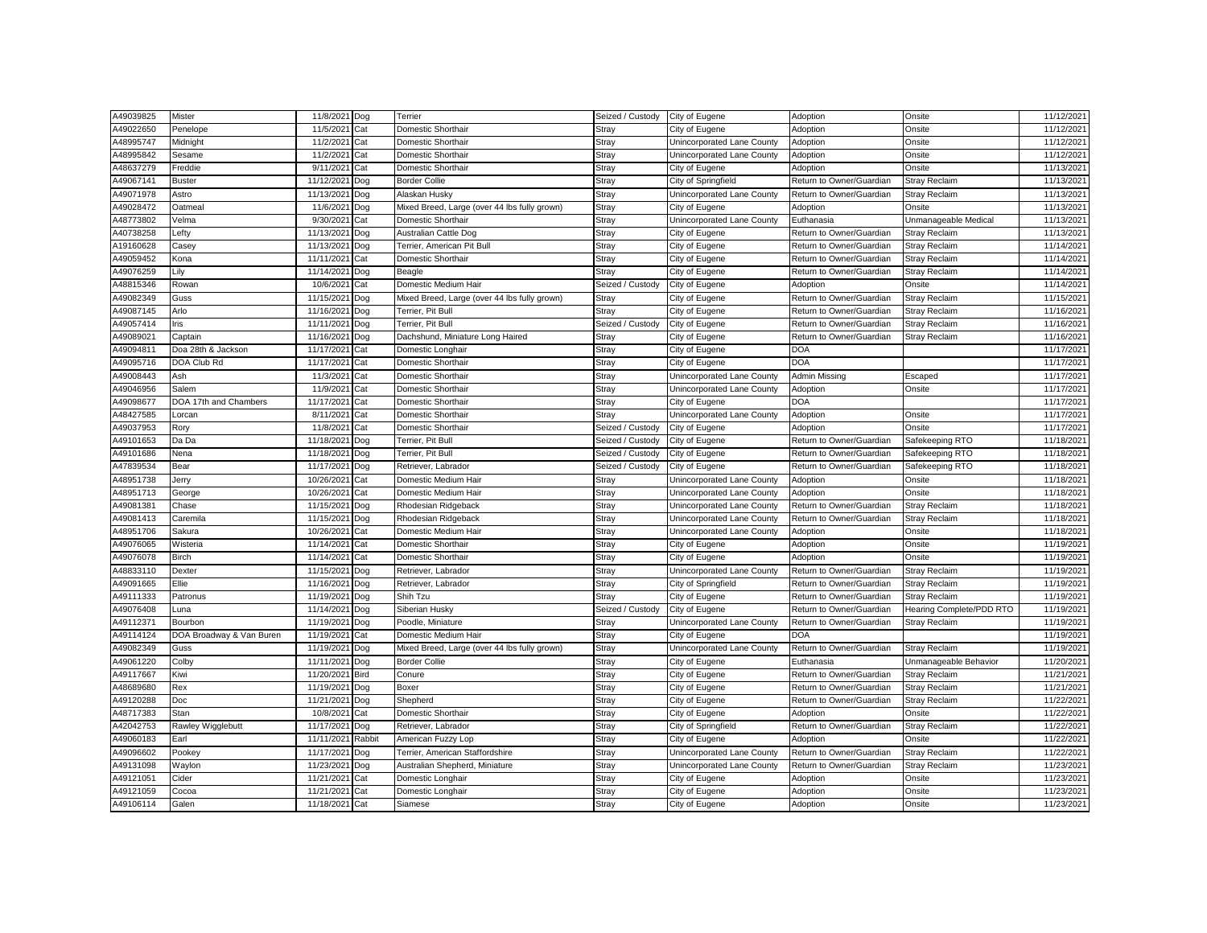| | | | | | | | | | |
|---|---|---|---|---|---|---|---|---|---|
| A49039825 | Mister | 11/8/2021 | Dog | Terrier | Seized / Custody | City of Eugene | Adoption | Onsite | 11/12/2021 |
| A49022650 | Penelope | 11/5/2021 | Cat | Domestic Shorthair | Stray | City of Eugene | Adoption | Onsite | 11/12/2021 |
| A48995747 | Midnight | 11/2/2021 | Cat | Domestic Shorthair | Stray | Unincorporated Lane County | Adoption | Onsite | 11/12/2021 |
| A48995842 | Sesame | 11/2/2021 | Cat | Domestic Shorthair | Stray | Unincorporated Lane County | Adoption | Onsite | 11/12/2021 |
| A48637279 | Freddie | 9/11/2021 | Cat | Domestic Shorthair | Stray | City of Eugene | Adoption | Onsite | 11/13/2021 |
| A49067141 | Buster | 11/12/2021 | Dog | Border Collie | Stray | City of Springfield | Return to Owner/Guardian | Stray Reclaim | 11/13/2021 |
| A49071978 | Astro | 11/13/2021 | Dog | Alaskan Husky | Stray | Unincorporated Lane County | Return to Owner/Guardian | Stray Reclaim | 11/13/2021 |
| A49028472 | Oatmeal | 11/6/2021 | Dog | Mixed Breed, Large (over 44 lbs fully grown) | Stray | City of Eugene | Adoption | Onsite | 11/13/2021 |
| A48773802 | Velma | 9/30/2021 | Cat | Domestic Shorthair | Stray | Unincorporated Lane County | Euthanasia | Unmanageable Medical | 11/13/2021 |
| A40738258 | Lefty | 11/13/2021 | Dog | Australian Cattle Dog | Stray | City of Eugene | Return to Owner/Guardian | Stray Reclaim | 11/13/2021 |
| A19160628 | Casey | 11/13/2021 | Dog | Terrier, American Pit Bull | Stray | City of Eugene | Return to Owner/Guardian | Stray Reclaim | 11/14/2021 |
| A49059452 | Kona | 11/11/2021 | Cat | Domestic Shorthair | Stray | City of Eugene | Return to Owner/Guardian | Stray Reclaim | 11/14/2021 |
| A49076259 | Lily | 11/14/2021 | Dog | Beagle | Stray | City of Eugene | Return to Owner/Guardian | Stray Reclaim | 11/14/2021 |
| A48815346 | Rowan | 10/6/2021 | Cat | Domestic Medium Hair | Seized / Custody | City of Eugene | Adoption | Onsite | 11/14/2021 |
| A49082349 | Guss | 11/15/2021 | Dog | Mixed Breed, Large (over 44 lbs fully grown) | Stray | City of Eugene | Return to Owner/Guardian | Stray Reclaim | 11/15/2021 |
| A49087145 | Arlo | 11/16/2021 | Dog | Terrier, Pit Bull | Stray | City of Eugene | Return to Owner/Guardian | Stray Reclaim | 11/16/2021 |
| A49057414 | Iris | 11/11/2021 | Dog | Terrier, Pit Bull | Seized / Custody | City of Eugene | Return to Owner/Guardian | Stray Reclaim | 11/16/2021 |
| A49089021 | Captain | 11/16/2021 | Dog | Dachshund, Miniature Long Haired | Stray | City of Eugene | Return to Owner/Guardian | Stray Reclaim | 11/16/2021 |
| A49094811 | Doa 28th & Jackson | 11/17/2021 | Cat | Domestic Longhair | Stray | City of Eugene | DOA | | 11/17/2021 |
| A49095716 | DOA Club Rd | 11/17/2021 | Cat | Domestic Shorthair | Stray | City of Eugene | DOA | | 11/17/2021 |
| A49008443 | Ash | 11/3/2021 | Cat | Domestic Shorthair | Stray | Unincorporated Lane County | Admin Missing | Escaped | 11/17/2021 |
| A49046956 | Salem | 11/9/2021 | Cat | Domestic Shorthair | Stray | Unincorporated Lane County | Adoption | Onsite | 11/17/2021 |
| A49098677 | DOA 17th and Chambers | 11/17/2021 | Cat | Domestic Shorthair | Stray | City of Eugene | DOA | | 11/17/2021 |
| A48427585 | Lorcan | 8/11/2021 | Cat | Domestic Shorthair | Stray | Unincorporated Lane County | Adoption | Onsite | 11/17/2021 |
| A49037953 | Rory | 11/8/2021 | Cat | Domestic Shorthair | Seized / Custody | City of Eugene | Adoption | Onsite | 11/17/2021 |
| A49101653 | Da Da | 11/18/2021 | Dog | Terrier, Pit Bull | Seized / Custody | City of Eugene | Return to Owner/Guardian | Safekeeping RTO | 11/18/2021 |
| A49101686 | Nena | 11/18/2021 | Dog | Terrier, Pit Bull | Seized / Custody | City of Eugene | Return to Owner/Guardian | Safekeeping RTO | 11/18/2021 |
| A47839534 | Bear | 11/17/2021 | Dog | Retriever, Labrador | Seized / Custody | City of Eugene | Return to Owner/Guardian | Safekeeping RTO | 11/18/2021 |
| A48951738 | Jerry | 10/26/2021 | Cat | Domestic Medium Hair | Stray | Unincorporated Lane County | Adoption | Onsite | 11/18/2021 |
| A48951713 | George | 10/26/2021 | Cat | Domestic Medium Hair | Stray | Unincorporated Lane County | Adoption | Onsite | 11/18/2021 |
| A49081381 | Chase | 11/15/2021 | Dog | Rhodesian Ridgeback | Stray | Unincorporated Lane County | Return to Owner/Guardian | Stray Reclaim | 11/18/2021 |
| A49081413 | Caremila | 11/15/2021 | Dog | Rhodesian Ridgeback | Stray | Unincorporated Lane County | Return to Owner/Guardian | Stray Reclaim | 11/18/2021 |
| A48951706 | Sakura | 10/26/2021 | Cat | Domestic Medium Hair | Stray | Unincorporated Lane County | Adoption | Onsite | 11/18/2021 |
| A49076065 | Wisteria | 11/14/2021 | Cat | Domestic Shorthair | Stray | City of Eugene | Adoption | Onsite | 11/19/2021 |
| A49076078 | Birch | 11/14/2021 | Cat | Domestic Shorthair | Stray | City of Eugene | Adoption | Onsite | 11/19/2021 |
| A48833110 | Dexter | 11/15/2021 | Dog | Retriever, Labrador | Stray | Unincorporated Lane County | Return to Owner/Guardian | Stray Reclaim | 11/19/2021 |
| A49091665 | Ellie | 11/16/2021 | Dog | Retriever, Labrador | Stray | City of Springfield | Return to Owner/Guardian | Stray Reclaim | 11/19/2021 |
| A49111333 | Patronus | 11/19/2021 | Dog | Shih Tzu | Stray | City of Eugene | Return to Owner/Guardian | Stray Reclaim | 11/19/2021 |
| A49076408 | Luna | 11/14/2021 | Dog | Siberian Husky | Seized / Custody | City of Eugene | Return to Owner/Guardian | Hearing Complete/PDD RTO | 11/19/2021 |
| A49112371 | Bourbon | 11/19/2021 | Dog | Poodle, Miniature | Stray | Unincorporated Lane County | Return to Owner/Guardian | Stray Reclaim | 11/19/2021 |
| A49114124 | DOA Broadway & Van Buren | 11/19/2021 | Cat | Domestic Medium Hair | Stray | City of Eugene | DOA | | 11/19/2021 |
| A49082349 | Guss | 11/19/2021 | Dog | Mixed Breed, Large (over 44 lbs fully grown) | Stray | Unincorporated Lane County | Return to Owner/Guardian | Stray Reclaim | 11/19/2021 |
| A49061220 | Colby | 11/11/2021 | Dog | Border Collie | Stray | City of Eugene | Euthanasia | Unmanageable Behavior | 11/20/2021 |
| A49117667 | Kiwi | 11/20/2021 | Bird | Conure | Stray | City of Eugene | Return to Owner/Guardian | Stray Reclaim | 11/21/2021 |
| A48689680 | Rex | 11/19/2021 | Dog | Boxer | Stray | City of Eugene | Return to Owner/Guardian | Stray Reclaim | 11/21/2021 |
| A49120288 | Doc | 11/21/2021 | Dog | Shepherd | Stray | City of Eugene | Return to Owner/Guardian | Stray Reclaim | 11/22/2021 |
| A48717383 | Stan | 10/8/2021 | Cat | Domestic Shorthair | Stray | City of Eugene | Adoption | Onsite | 11/22/2021 |
| A42042753 | Rawley Wigglebutt | 11/17/2021 | Dog | Retriever, Labrador | Stray | City of Springfield | Return to Owner/Guardian | Stray Reclaim | 11/22/2021 |
| A49060183 | Earl | 11/11/2021 | Rabbit | American Fuzzy Lop | Stray | City of Eugene | Adoption | Onsite | 11/22/2021 |
| A49096602 | Pookey | 11/17/2021 | Dog | Terrier, American Staffordshire | Stray | Unincorporated Lane County | Return to Owner/Guardian | Stray Reclaim | 11/22/2021 |
| A49131098 | Waylon | 11/23/2021 | Dog | Australian Shepherd, Miniature | Stray | Unincorporated Lane County | Return to Owner/Guardian | Stray Reclaim | 11/23/2021 |
| A49121051 | Cider | 11/21/2021 | Cat | Domestic Longhair | Stray | City of Eugene | Adoption | Onsite | 11/23/2021 |
| A49121059 | Cocoa | 11/21/2021 | Cat | Domestic Longhair | Stray | City of Eugene | Adoption | Onsite | 11/23/2021 |
| A49106114 | Galen | 11/18/2021 | Cat | Siamese | Stray | City of Eugene | Adoption | Onsite | 11/23/2021 |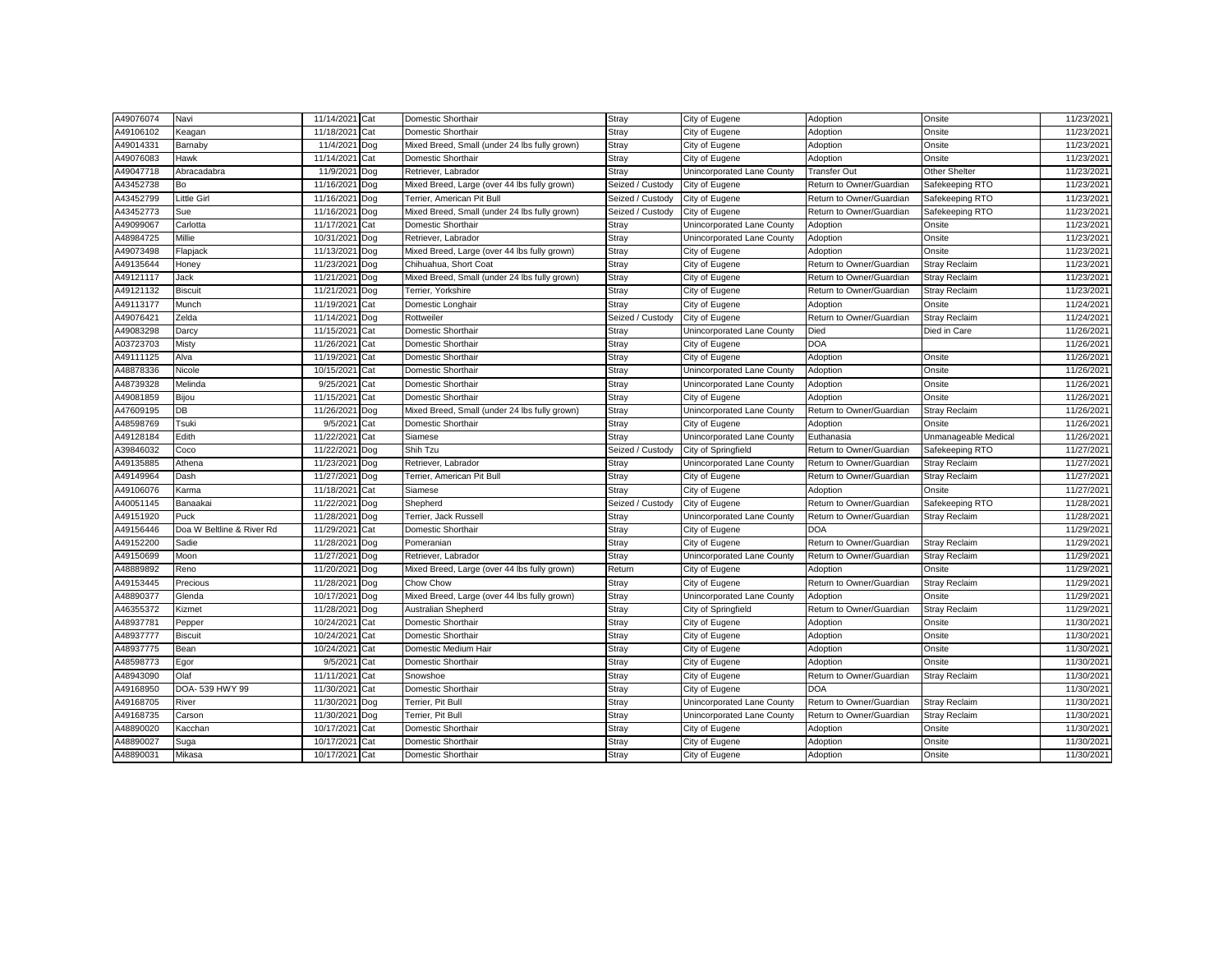| | | | | | | | | | |
|---|---|---|---|---|---|---|---|---|---|
| A49076074 | Navi | 11/14/2021 | Cat | Domestic Shorthair | Stray | City of Eugene | Adoption | Onsite | 11/23/2021 |
| A49106102 | Keagan | 11/18/2021 | Cat | Domestic Shorthair | Stray | City of Eugene | Adoption | Onsite | 11/23/2021 |
| A49014331 | Barnaby | 11/4/2021 | Dog | Mixed Breed, Small (under 24 lbs fully grown) | Stray | City of Eugene | Adoption | Onsite | 11/23/2021 |
| A49076083 | Hawk | 11/14/2021 | Cat | Domestic Shorthair | Stray | City of Eugene | Adoption | Onsite | 11/23/2021 |
| A49047718 | Abracadabra | 11/9/2021 | Dog | Retriever, Labrador | Stray | Unincorporated Lane County | Transfer Out | Other Shelter | 11/23/2021 |
| A43452738 | Bo | 11/16/2021 | Dog | Mixed Breed, Large (over 44 lbs fully grown) | Seized / Custody | City of Eugene | Return to Owner/Guardian | Safekeeping RTO | 11/23/2021 |
| A43452799 | Little Girl | 11/16/2021 | Dog | Terrier, American Pit Bull | Seized / Custody | City of Eugene | Return to Owner/Guardian | Safekeeping RTO | 11/23/2021 |
| A43452773 | Sue | 11/16/2021 | Dog | Mixed Breed, Small (under 24 lbs fully grown) | Seized / Custody | City of Eugene | Return to Owner/Guardian | Safekeeping RTO | 11/23/2021 |
| A49099067 | Carlotta | 11/17/2021 | Cat | Domestic Shorthair | Stray | Unincorporated Lane County | Adoption | Onsite | 11/23/2021 |
| A48984725 | Millie | 10/31/2021 | Dog | Retriever, Labrador | Stray | Unincorporated Lane County | Adoption | Onsite | 11/23/2021 |
| A49073498 | Flapjack | 11/13/2021 | Dog | Mixed Breed, Large (over 44 lbs fully grown) | Stray | City of Eugene | Adoption | Onsite | 11/23/2021 |
| A49135644 | Honey | 11/23/2021 | Dog | Chihuahua, Short Coat | Stray | City of Eugene | Return to Owner/Guardian | Stray Reclaim | 11/23/2021 |
| A49121117 | Jack | 11/21/2021 | Dog | Mixed Breed, Small (under 24 lbs fully grown) | Stray | City of Eugene | Return to Owner/Guardian | Stray Reclaim | 11/23/2021 |
| A49121132 | Biscuit | 11/21/2021 | Dog | Terrier, Yorkshire | Stray | City of Eugene | Return to Owner/Guardian | Stray Reclaim | 11/23/2021 |
| A49113177 | Munch | 11/19/2021 | Cat | Domestic Longhair | Stray | City of Eugene | Adoption | Onsite | 11/24/2021 |
| A49076421 | Zelda | 11/14/2021 | Dog | Rottweiler | Seized / Custody | City of Eugene | Return to Owner/Guardian | Stray Reclaim | 11/24/2021 |
| A49083298 | Darcy | 11/15/2021 | Cat | Domestic Shorthair | Stray | Unincorporated Lane County | Died | Died in Care | 11/26/2021 |
| A03723703 | Misty | 11/26/2021 | Cat | Domestic Shorthair | Stray | City of Eugene | DOA | | 11/26/2021 |
| A49111125 | Alva | 11/19/2021 | Cat | Domestic Shorthair | Stray | City of Eugene | Adoption | Onsite | 11/26/2021 |
| A48878336 | Nicole | 10/15/2021 | Cat | Domestic Shorthair | Stray | Unincorporated Lane County | Adoption | Onsite | 11/26/2021 |
| A48739328 | Melinda | 9/25/2021 | Cat | Domestic Shorthair | Stray | Unincorporated Lane County | Adoption | Onsite | 11/26/2021 |
| A49081859 | Bijou | 11/15/2021 | Cat | Domestic Shorthair | Stray | City of Eugene | Adoption | Onsite | 11/26/2021 |
| A47609195 | DB | 11/26/2021 | Dog | Mixed Breed, Small (under 24 lbs fully grown) | Stray | Unincorporated Lane County | Return to Owner/Guardian | Stray Reclaim | 11/26/2021 |
| A48598769 | Tsuki | 9/5/2021 | Cat | Domestic Shorthair | Stray | City of Eugene | Adoption | Onsite | 11/26/2021 |
| A49128184 | Edith | 11/22/2021 | Cat | Siamese | Stray | Unincorporated Lane County | Euthanasia | Unmanageable Medical | 11/26/2021 |
| A39846032 | Coco | 11/22/2021 | Dog | Shih Tzu | Seized / Custody | City of Springfield | Return to Owner/Guardian | Safekeeping RTO | 11/27/2021 |
| A49135885 | Athena | 11/23/2021 | Dog | Retriever, Labrador | Stray | Unincorporated Lane County | Return to Owner/Guardian | Stray Reclaim | 11/27/2021 |
| A49149964 | Dash | 11/27/2021 | Dog | Terrier, American Pit Bull | Stray | City of Eugene | Return to Owner/Guardian | Stray Reclaim | 11/27/2021 |
| A49106076 | Karma | 11/18/2021 | Cat | Siamese | Stray | City of Eugene | Adoption | Onsite | 11/27/2021 |
| A40051145 | Banaakai | 11/22/2021 | Dog | Shepherd | Seized / Custody | City of Eugene | Return to Owner/Guardian | Safekeeping RTO | 11/28/2021 |
| A49151920 | Puck | 11/28/2021 | Dog | Terrier, Jack Russell | Stray | Unincorporated Lane County | Return to Owner/Guardian | Stray Reclaim | 11/28/2021 |
| A49156446 | Doa W Beltline & River Rd | 11/29/2021 | Cat | Domestic Shorthair | Stray | City of Eugene | DOA | | 11/29/2021 |
| A49152200 | Sadie | 11/28/2021 | Dog | Pomeranian | Stray | City of Eugene | Return to Owner/Guardian | Stray Reclaim | 11/29/2021 |
| A49150699 | Moon | 11/27/2021 | Dog | Retriever, Labrador | Stray | Unincorporated Lane County | Return to Owner/Guardian | Stray Reclaim | 11/29/2021 |
| A48889892 | Reno | 11/20/2021 | Dog | Mixed Breed, Large (over 44 lbs fully grown) | Return | City of Eugene | Adoption | Onsite | 11/29/2021 |
| A49153445 | Precious | 11/28/2021 | Dog | Chow Chow | Stray | City of Eugene | Return to Owner/Guardian | Stray Reclaim | 11/29/2021 |
| A48890377 | Glenda | 10/17/2021 | Dog | Mixed Breed, Large (over 44 lbs fully grown) | Stray | Unincorporated Lane County | Adoption | Onsite | 11/29/2021 |
| A46355372 | Kizmet | 11/28/2021 | Dog | Australian Shepherd | Stray | City of Springfield | Return to Owner/Guardian | Stray Reclaim | 11/29/2021 |
| A48937781 | Pepper | 10/24/2021 | Cat | Domestic Shorthair | Stray | City of Eugene | Adoption | Onsite | 11/30/2021 |
| A48937777 | Biscuit | 10/24/2021 | Cat | Domestic Shorthair | Stray | City of Eugene | Adoption | Onsite | 11/30/2021 |
| A48937775 | Bean | 10/24/2021 | Cat | Domestic Medium Hair | Stray | City of Eugene | Adoption | Onsite | 11/30/2021 |
| A48598773 | Egor | 9/5/2021 | Cat | Domestic Shorthair | Stray | City of Eugene | Adoption | Onsite | 11/30/2021 |
| A48943090 | Olaf | 11/11/2021 | Cat | Snowshoe | Stray | City of Eugene | Return to Owner/Guardian | Stray Reclaim | 11/30/2021 |
| A49168950 | DOA- 539 HWY 99 | 11/30/2021 | Cat | Domestic Shorthair | Stray | City of Eugene | DOA | | 11/30/2021 |
| A49168705 | River | 11/30/2021 | Dog | Terrier, Pit Bull | Stray | Unincorporated Lane County | Return to Owner/Guardian | Stray Reclaim | 11/30/2021 |
| A49168735 | Carson | 11/30/2021 | Dog | Terrier, Pit Bull | Stray | Unincorporated Lane County | Return to Owner/Guardian | Stray Reclaim | 11/30/2021 |
| A48890020 | Kacchan | 10/17/2021 | Cat | Domestic Shorthair | Stray | City of Eugene | Adoption | Onsite | 11/30/2021 |
| A48890027 | Suga | 10/17/2021 | Cat | Domestic Shorthair | Stray | City of Eugene | Adoption | Onsite | 11/30/2021 |
| A48890031 | Mikasa | 10/17/2021 | Cat | Domestic Shorthair | Stray | City of Eugene | Adoption | Onsite | 11/30/2021 |